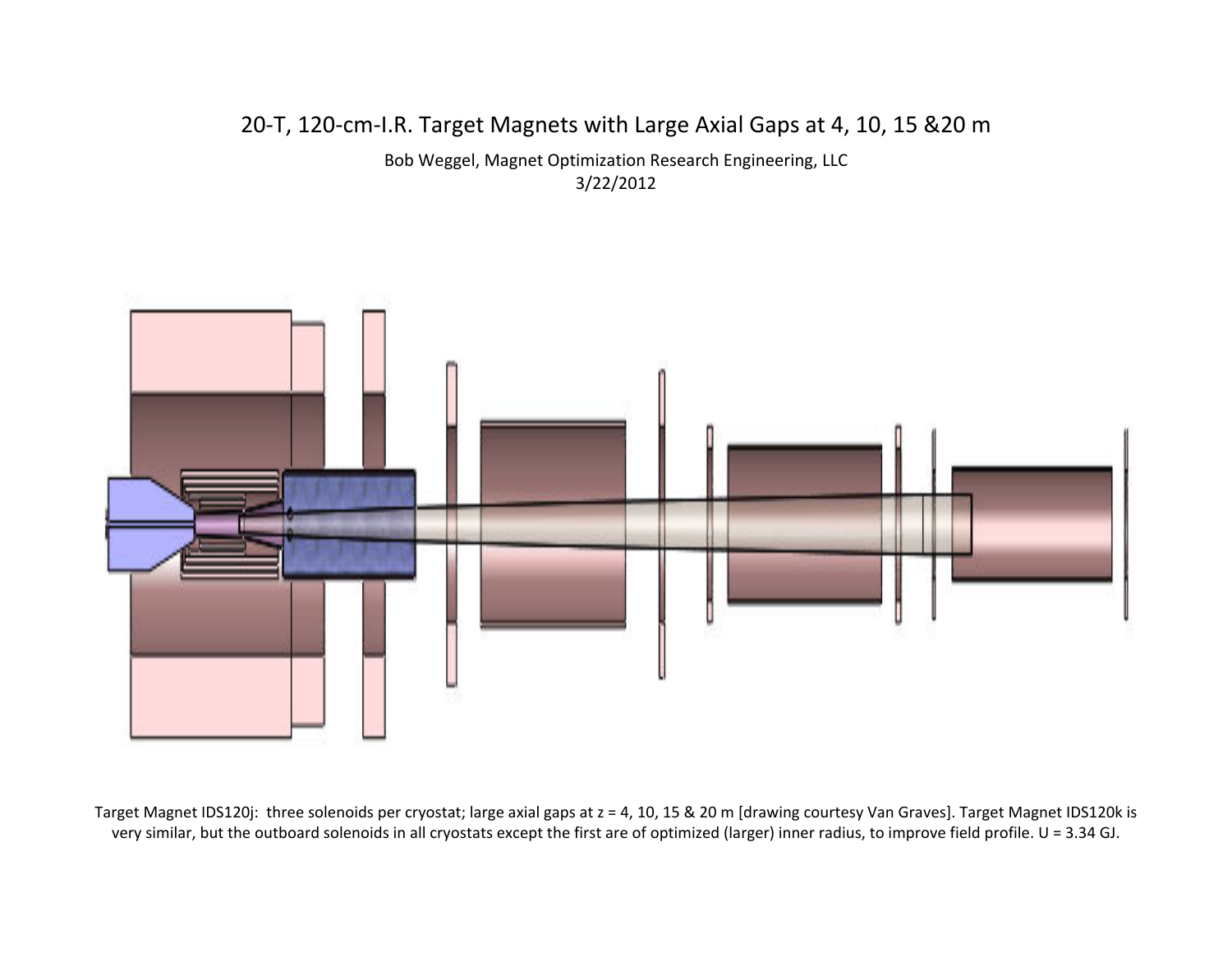# 20-T, 120-cm-I.R. Target Magnets with Large Axial Gaps at 4, 10, 15 &20 m

Bob Weggel, Magnet Optimization Research Engineering, LLC

3/22/2012

Target Magnet IDS120j: three solenoids per cryostat; large axial gaps at z = 4, 10, 15 & 20 m [drawing courtesy Van Graves]. Target Magnet IDS120k is very similar, but the outboard solenoids in all cryostats except the first are of optimized (larger) inner radius, to improve field profile. U = 3.34 GJ.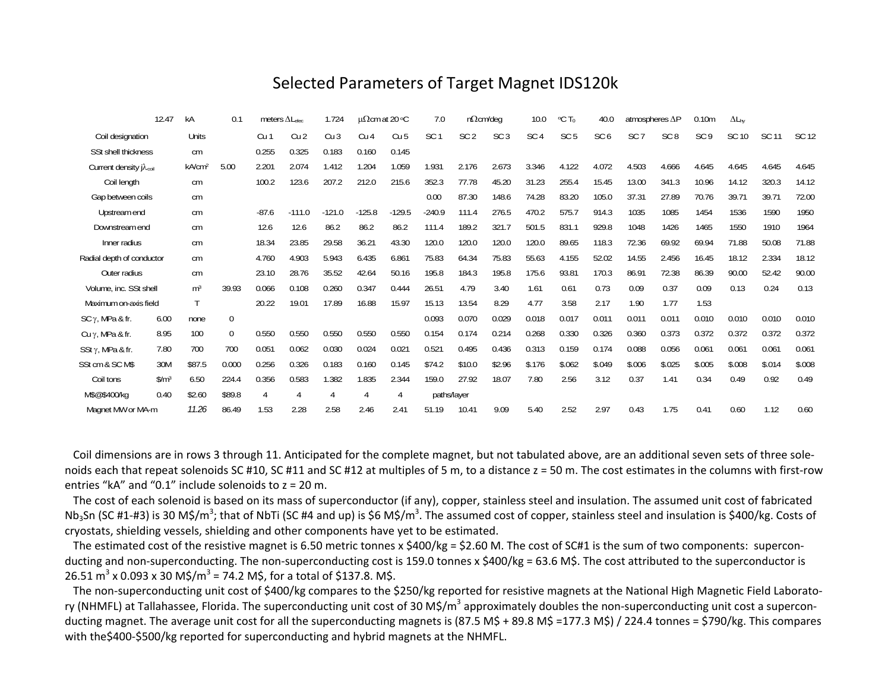# Selected Parameters of Target Magnet IDS120k

| | | | | | | | | | | | | | | | | | | | | |
|---|---|---|---|---|---|---|---|---|---|---|---|---|---|---|---|---|---|---|---|---|
| | 12.47 | kA | 0.1 | meters $\Delta L_{elec}$ | | 1.724 | $\mu\Omega$cm at 20 °C | | 7.0 | n$\Omega$cm/deg | | 10.0 | °C $T_0$ | 40.0 | atmospheres $\Delta P$ | | 0.10m | $\Delta L_{hy}$ | | |
| Coil designation | | Units | | Cu 1 | Cu 2 | Cu 3 | Cu 4 | Cu 5 | SC 1 | SC 2 | SC 3 | SC 4 | SC 5 | SC 6 | SC 7 | SC 8 | SC 9 | SC 10 | SC 11 | SC 12 |
| SSt shell thickness | | cm | | 0.255 | 0.325 | 0.183 | 0.160 | 0.145 | | | | | | | | | | | | |
| Current density $j\lambda_{coil}$ | | kA/cm² | 5.00 | 2.201 | 2.074 | 1.412 | 1.204 | 1.059 | 1.931 | 2.176 | 2.673 | 3.346 | 4.122 | 4.072 | 4.503 | 4.666 | 4.645 | 4.645 | 4.645 | 4.645 |
| Coil length | | cm | | 100.2 | 123.6 | 207.2 | 212.0 | 215.6 | 352.3 | 77.78 | 45.20 | 31.23 | 255.4 | 15.45 | 13.00 | 341.3 | 10.96 | 14.12 | 320.3 | 14.12 |
| Gap between coils | | cm | | | | | | | 0.00 | 87.30 | 148.6 | 74.28 | 83.20 | 105.0 | 37.31 | 27.89 | 70.76 | 39.71 | 39.71 | 72.00 |
| Upstream end | | cm | | -87.6 | -111.0 | -121.0 | -125.8 | -129.5 | -240.9 | 111.4 | 276.5 | 470.2 | 575.7 | 914.3 | 1035 | 1085 | 1454 | 1536 | 1590 | 1950 |
| Downstream end | | cm | | 12.6 | 12.6 | 86.2 | 86.2 | 86.2 | 111.4 | 189.2 | 321.7 | 501.5 | 831.1 | 929.8 | 1048 | 1426 | 1465 | 1550 | 1910 | 1964 |
| Inner radius | | cm | | 18.34 | 23.85 | 29.58 | 36.21 | 43.30 | 120.0 | 120.0 | 120.0 | 120.0 | 89.65 | 118.3 | 72.36 | 69.92 | 69.94 | 71.88 | 50.08 | 71.88 |
| Radial depth of conductor | | cm | | 4.760 | 4.903 | 5.943 | 6.435 | 6.861 | 75.83 | 64.34 | 75.83 | 55.63 | 4.155 | 52.02 | 14.55 | 2.456 | 16.45 | 18.12 | 2.334 | 18.12 |
| Outer radius | | cm | | 23.10 | 28.76 | 35.52 | 42.64 | 50.16 | 195.8 | 184.3 | 195.8 | 175.6 | 93.81 | 170.3 | 86.91 | 72.38 | 86.39 | 90.00 | 52.42 | 90.00 |
| Volume, inc. SSt shell | | m³ | 39.93 | 0.066 | 0.108 | 0.260 | 0.347 | 0.444 | 26.51 | 4.79 | 3.40 | 1.61 | 0.61 | 0.73 | 0.09 | 0.37 | 0.09 | 0.13 | 0.24 | 0.13 |
| Maximum on-axis field | | T | | 20.22 | 19.01 | 17.89 | 16.88 | 15.97 | 15.13 | 13.54 | 8.29 | 4.77 | 3.58 | 2.17 | 1.90 | 1.77 | 1.53 | | | |
| SC $\gamma$, MPa & fr. | 6.00 | none | 0 | | | | | | 0.093 | 0.070 | 0.029 | 0.018 | 0.017 | 0.011 | 0.011 | 0.011 | 0.010 | 0.010 | 0.010 | 0.010 |
| Cu $\gamma$, MPa & fr. | 8.95 | 100 | 0 | 0.550 | 0.550 | 0.550 | 0.550 | 0.550 | 0.154 | 0.174 | 0.214 | 0.268 | 0.330 | 0.326 | 0.360 | 0.373 | 0.372 | 0.372 | 0.372 | 0.372 |
| SSt $\gamma$, MPa & fr. | 7.80 | 700 | 700 | 0.051 | 0.062 | 0.030 | 0.024 | 0.021 | 0.521 | 0.495 | 0.436 | 0.313 | 0.159 | 0.174 | 0.088 | 0.056 | 0.061 | 0.061 | 0.061 | 0.061 |
| SSt cm & SC M$ | 30M | $87.5 | 0.000 | 0.256 | 0.326 | 0.183 | 0.160 | 0.145 | $74.2 | $10.0 | $2.96 | $.176 | $.062 | $.049 | $.006 | $.025 | $.005 | $.008 | $.014 | $.008 |
| Coil tons | $/m³ | 6.50 | 224.4 | 0.356 | 0.583 | 1.382 | 1.835 | 2.344 | 159.0 | 27.92 | 18.07 | 7.80 | 2.56 | 3.12 | 0.37 | 1.41 | 0.34 | 0.49 | 0.92 | 0.49 |
| M$@$400/kg | 0.40 | $2.60 | $89.8 | 4 | 4 | 4 | 4 | 4 | paths/layer | | | | | | | | | | | |
| Magnet MW or MA-m | | *11.26* | 86.49 | 1.53 | 2.28 | 2.58 | 2.46 | 2.41 | 51.19 | 10.41 | 9.09 | 5.40 | 2.52 | 2.97 | 0.43 | 1.75 | 0.41 | 0.60 | 1.12 | 0.60 |

Coil dimensions are in rows 3 through 11. Anticipated for the complete magnet, but not tabulated above, are an additional seven sets of three solenoids each that repeat solenoids SC #10, SC #11 and SC #12 at multiples of 5 m, to a distance z = 50 m. The cost estimates in the columns with first-row entries "kA" and "0.1" include solenoids to z = 20 m.

The cost of each solenoid is based on its mass of superconductor (if any), copper, stainless steel and insulation. The assumed unit cost of fabricated $Nb_3Sn$ (SC #1-#3) is 30 M$/m³; that of NbTi (SC #4 and up) is $6 M$/m³. The assumed cost of copper, stainless steel and insulation is $400/kg. Costs of cryostats, shielding vessels, shielding and other components have yet to be estimated.

The estimated cost of the resistive magnet is 6.50 metric tonnes x $400/kg = $2.60 M. The cost of SC#1 is the sum of two components: superconducting and non-superconducting. The non-superconducting cost is 159.0 tonnes x $400/kg = 63.6 M$. The cost attributed to the superconductor is 26.51 m³ x 0.093 x 30 M$/m³ = 74.2 M$, for a total of $137.8. M$.

The non-superconducting unit cost of $400/kg compares to the $250/kg reported for resistive magnets at the National High Magnetic Field Laboratory (NHMFL) at Tallahassee, Florida. The superconducting unit cost of 30 M$/m³ approximately doubles the non-superconducting unit cost a superconducting magnet. The average unit cost for all the superconducting magnets is (87.5 M$ + 89.8 M$ =177.3 M$) / 224.4 tonnes = $790/kg. This compares with the$400-$500/kg reported for superconducting and hybrid magnets at the NHMFL.